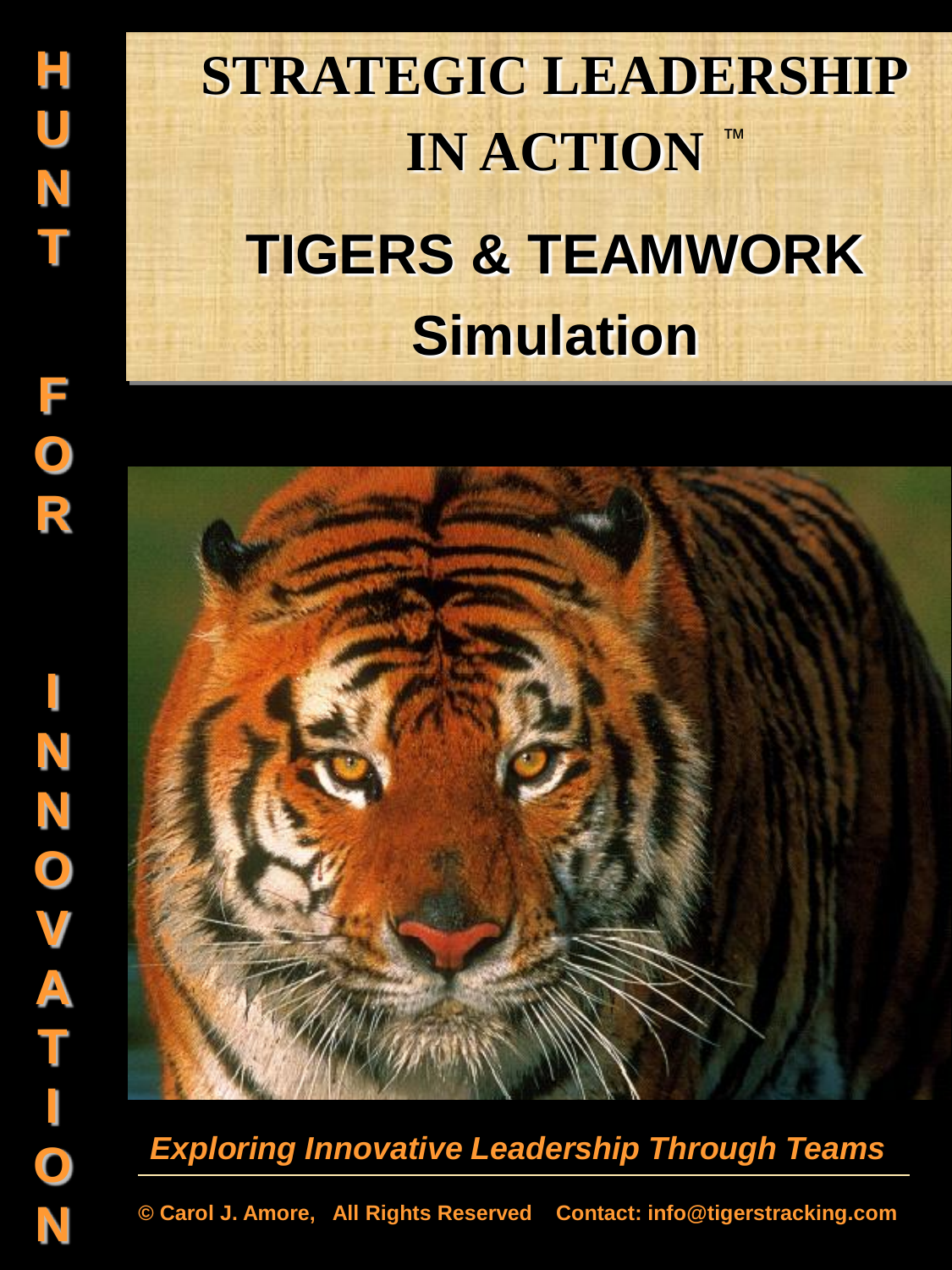HUNT FOR INNOVATION

# STRATEGIC LEADERSHIP IN ACTION ™

# TIGERS & TEAMWORK Simulation

*Exploring Innovative Leadership Through Teams*

**© Carol J. Amore, All Rights Reserved Contact: info@tigerstracking.com**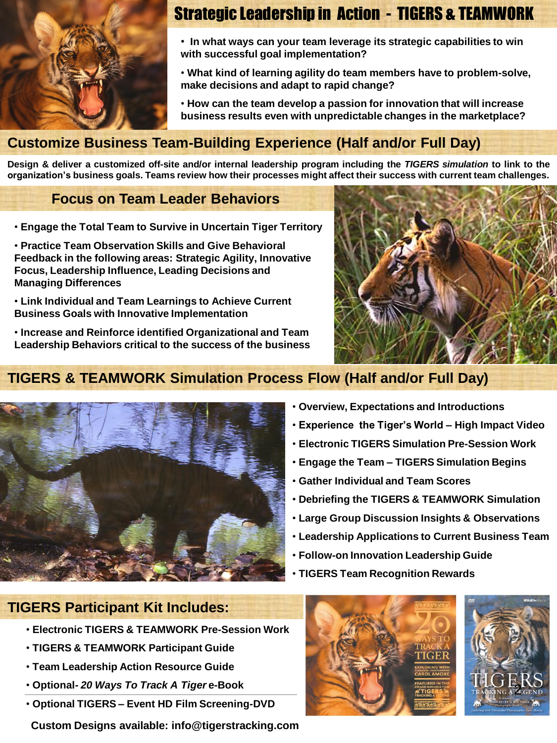# Strategic Leadership in Action - TIGERS & TEAMWORK

- In what ways can your team leverage its strategic capabilities to win with successful goal implementation?
- What kind of learning agility do team members have to problem-solve, make decisions and adapt to rapid change?
- How can the team develop a passion for innovation that will increase business results even with unpredictable changes in the marketplace?

## Customize Business Team-Building Experience (Half and/or Full Day)

**Design & deliver a customized off-site and/or internal leadership program including the *TIGERS simulation* to link to the organization's business goals. Teams review how their processes might affect their success with current team challenges.**

## Focus on Team Leader Behaviors

- **Engage the Total Team to Survive in Uncertain Tiger Territory**
- **Practice Team Observation Skills and Give Behavioral Feedback in the following areas: Strategic Agility, Innovative Focus, Leadership Influence, Leading Decisions and Managing Differences**
- **Link Individual and Team Learnings to Achieve Current Business Goals with Innovative Implementation**
- **Increase and Reinforce identified Organizational and Team Leadership Behaviors critical to the success of the business**

## TIGERS & TEAMWORK Simulation Process Flow (Half and/or Full Day)

- **Overview, Expectations and Introductions**
- **Experience the Tiger's World – High Impact Video**
- **Electronic TIGERS Simulation Pre-Session Work**
- **Engage the Team – TIGERS Simulation Begins**
- **Gather Individual and Team Scores**
- **Debriefing the TIGERS & TEAMWORK Simulation**
- **Large Group Discussion Insights & Observations**
- **Leadership Applications to Current Business Team**
- **Follow-on Innovation Leadership Guide**
- **TIGERS Team Recognition Rewards**

## TIGERS Participant Kit Includes:

- **Electronic TIGERS & TEAMWORK Pre-Session Work**
- **TIGERS & TEAMWORK Participant Guide**
- **Team Leadership Action Resource Guide**
- **Optional- *20 Ways To Track A Tiger* e-Book**
- **Optional TIGERS – Event HD Film Screening-DVD**

**Custom Designs available: info@tigerstracking.com**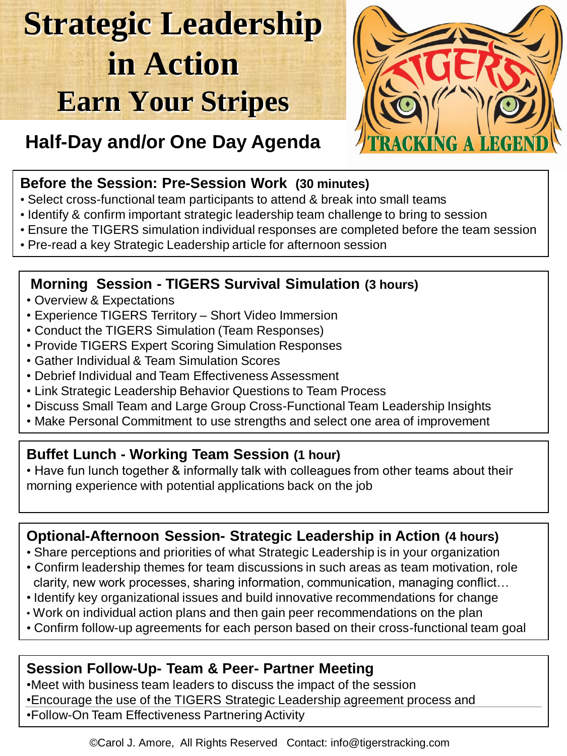# Strategic Leadership in Action

## Earn Your Stripes

### Half-Day and/or One Day Agenda

TIGERS

TRACKING A LEGEND

### Before the Session: Pre-Session Work (30 minutes)

- Select cross-functional team participants to attend & break into small teams
- Identify & confirm important strategic leadership team challenge to bring to session
- Ensure the TIGERS simulation individual responses are completed before the team session
- Pre-read a key Strategic Leadership article for afternoon session

### Morning Session - TIGERS Survival Simulation (3 hours)

- Overview & Expectations
- Experience TIGERS Territory – Short Video Immersion
- Conduct the TIGERS Simulation (Team Responses)
- Provide TIGERS Expert Scoring Simulation Responses
- Gather Individual & Team Simulation Scores
- Debrief Individual and Team Effectiveness Assessment
- Link Strategic Leadership Behavior Questions to Team Process
- Discuss Small Team and Large Group Cross-Functional Team Leadership Insights
- Make Personal Commitment to use strengths and select one area of improvement

### Buffet Lunch - Working Team Session (1 hour)

- Have fun lunch together & informally talk with colleagues from other teams about their morning experience with potential applications back on the job

### Optional-Afternoon Session- Strategic Leadership in Action (4 hours)

- Share perceptions and priorities of what Strategic Leadership is in your organization
- Confirm leadership themes for team discussions in such areas as team motivation, role clarity, new work processes, sharing information, communication, managing conflict…
- Identify key organizational issues and build innovative recommendations for change
- Work on individual action plans and then gain peer recommendations on the plan
- Confirm follow-up agreements for each person based on their cross-functional team goal

### Session Follow-Up- Team & Peer- Partner Meeting

- Meet with business team leaders to discuss the impact of the session
- Encourage the use of the TIGERS Strategic Leadership agreement process and
- Follow-On Team Effectiveness Partnering Activity

©Carol J. Amore, All Rights Reserved Contact: info@tigerstracking.com